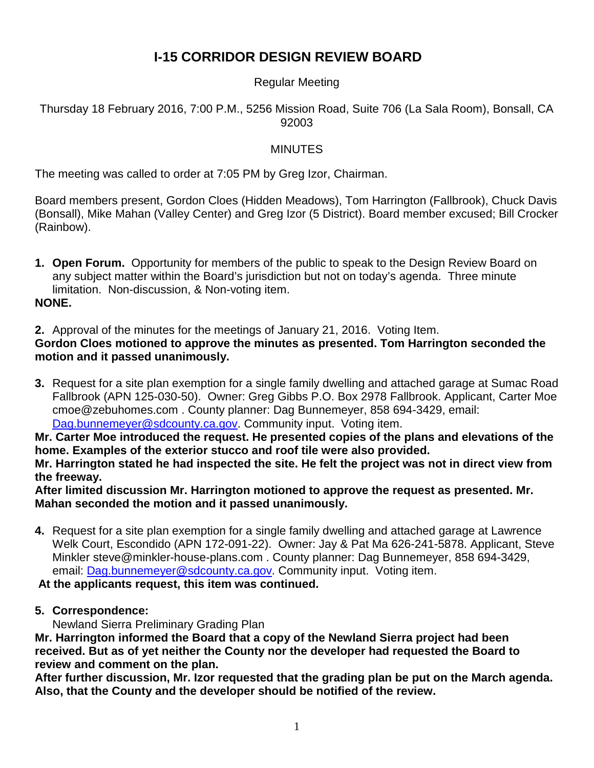# I-15 CORRIDOR DESIGN REVIEW BOARD

Regular Meeting

Thursday 18 February 2016, 7:00 P.M., 5256 Mission Road, Suite 706 (La Sala Room), Bonsall, CA 92003

MINUTES

The meeting was called to order at 7:05 PM by Greg Izor, Chairman.

Board members present, Gordon Cloes (Hidden Meadows), Tom Harrington (Fallbrook), Chuck Davis (Bonsall), Mike Mahan (Valley Center) and Greg Izor (5 District). Board member excused; Bill Crocker (Rainbow).

1. **Open Forum.** Opportunity for members of the public to speak to the Design Review Board on any subject matter within the Board's jurisdiction but not on today's agenda. Three minute limitation. Non-discussion, & Non-voting item.

**NONE.**

2. Approval of the minutes for the meetings of January 21, 2016. Voting Item.

**Gordon Cloes motioned to approve the minutes as presented. Tom Harrington seconded the motion and it passed unanimously.**

3. Request for a site plan exemption for a single family dwelling and attached garage at Sumac Road Fallbrook (APN 125-030-50). Owner: Greg Gibbs P.O. Box 2978 Fallbrook. Applicant, Carter Moe cmoe@zebuhomes.com . County planner: Dag Bunnemeyer, 858 694-3429, email: [Dag.bunnemeyer@sdcounty.ca.gov](mailto:Dag.bunnemeyer@sdcounty.ca.gov). Community input. Voting item.

**Mr. Carter Moe introduced the request. He presented copies of the plans and elevations of the home. Examples of the exterior stucco and roof tile were also provided.**

**Mr. Harrington stated he had inspected the site. He felt the project was not in direct view from the freeway.**

**After limited discussion Mr. Harrington motioned to approve the request as presented. Mr. Mahan seconded the motion and it passed unanimously.**

4. Request for a site plan exemption for a single family dwelling and attached garage at Lawrence Welk Court, Escondido (APN 172-091-22). Owner: Jay & Pat Ma 626-241-5878. Applicant, Steve Minkler steve@minkler-house-plans.com . County planner: Dag Bunnemeyer, 858 694-3429, email: [Dag.bunnemeyer@sdcounty.ca.gov](mailto:Dag.bunnemeyer@sdcounty.ca.gov). Community input. Voting item.

**At the applicants request, this item was continued.**

5. **Correspondence:**

   Newland Sierra Preliminary Grading Plan

**Mr. Harrington informed the Board that a copy of the Newland Sierra project had been received. But as of yet neither the County nor the developer had requested the Board to review and comment on the plan.**

**After further discussion, Mr. Izor requested that the grading plan be put on the March agenda. Also, that the County and the developer should be notified of the review.**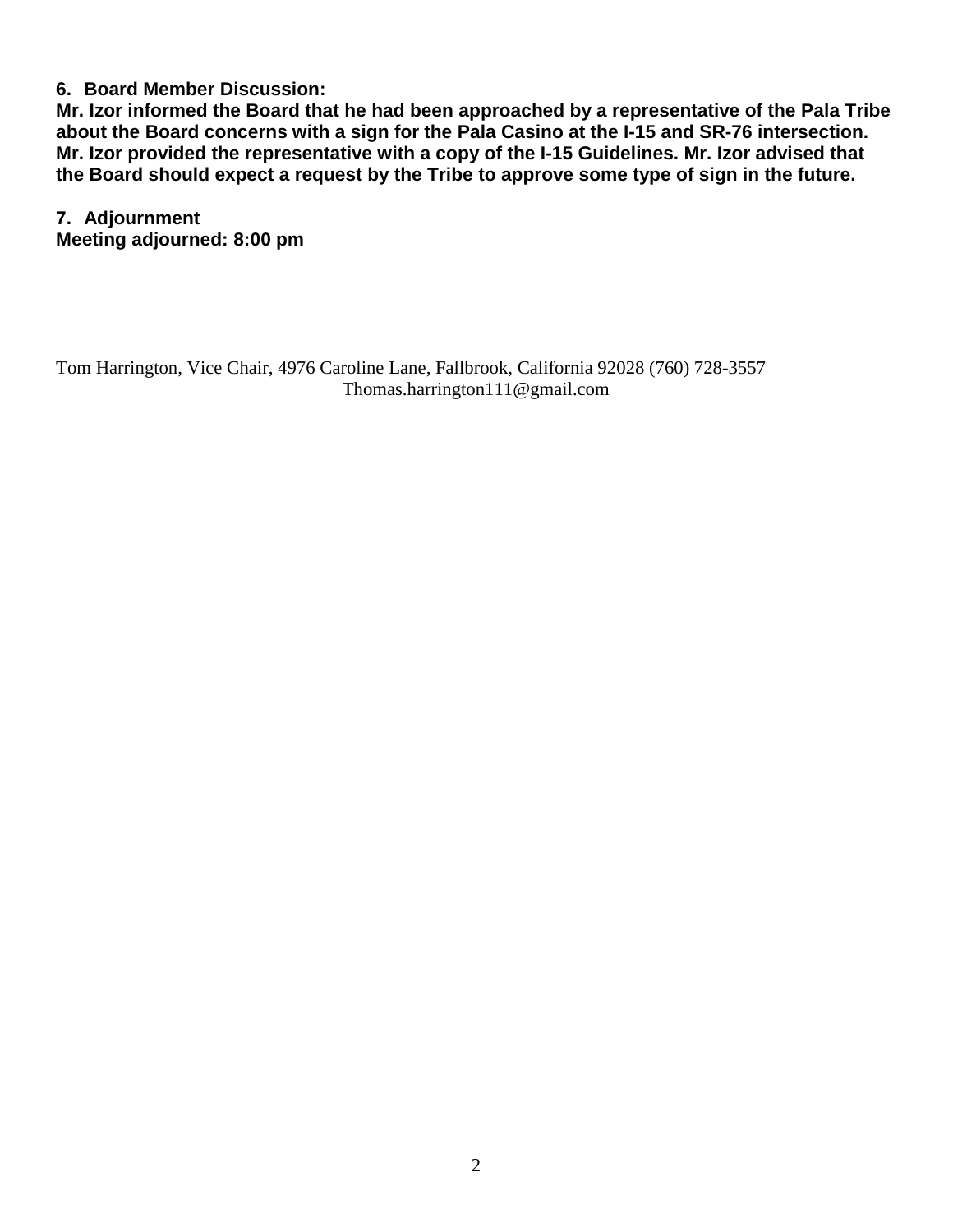**6. Board Member Discussion:**

**Mr. Izor informed the Board that he had been approached by a representative of the Pala Tribe about the Board concerns with a sign for the Pala Casino at the I-15 and SR-76 intersection. Mr. Izor provided the representative with a copy of the I-15 Guidelines. Mr. Izor advised that the Board should expect a request by the Tribe to approve some type of sign in the future.**

**7. Adjournment**

**Meeting adjourned: 8:00 pm**

Tom Harrington, Vice Chair, 4976 Caroline Lane, Fallbrook, California 92028 (760) 728-3557
Thomas.harrington111@gmail.com